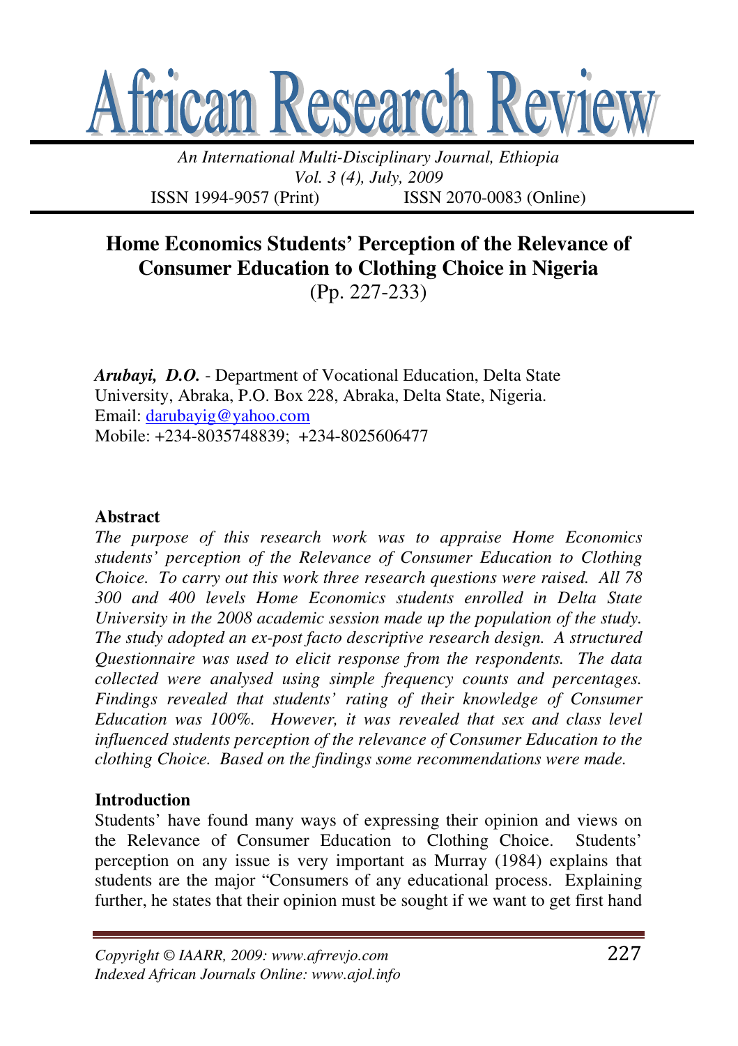# Home Economics Students' Perception of the Relevance of Consumer Education to Clothing Choice in Nigeria

(Pp. 227-233)

***Arubayi, D.O.*** - Department of Vocational Education, Delta State University, Abraka, P.O. Box 228, Abraka, Delta State, Nigeria.
Email: darubayig@yahoo.com
Mobile: +234-8035748839; +234-8025606477

## Abstract

*The purpose of this research work was to appraise Home Economics students' perception of the Relevance of Consumer Education to Clothing Choice. To carry out this work three research questions were raised. All 78 300 and 400 levels Home Economics students enrolled in Delta State University in the 2008 academic session made up the population of the study. The study adopted an ex-post facto descriptive research design. A structured Questionnaire was used to elicit response from the respondents. The data collected were analysed using simple frequency counts and percentages. Findings revealed that students' rating of their knowledge of Consumer Education was 100%. However, it was revealed that sex and class level influenced students perception of the relevance of Consumer Education to the clothing Choice. Based on the findings some recommendations were made.*

## Introduction

Students' have found many ways of expressing their opinion and views on the Relevance of Consumer Education to Clothing Choice. Students' perception on any issue is very important as Murray (1984) explains that students are the major "Consumers of any educational process. Explaining further, he states that their opinion must be sought if we want to get first hand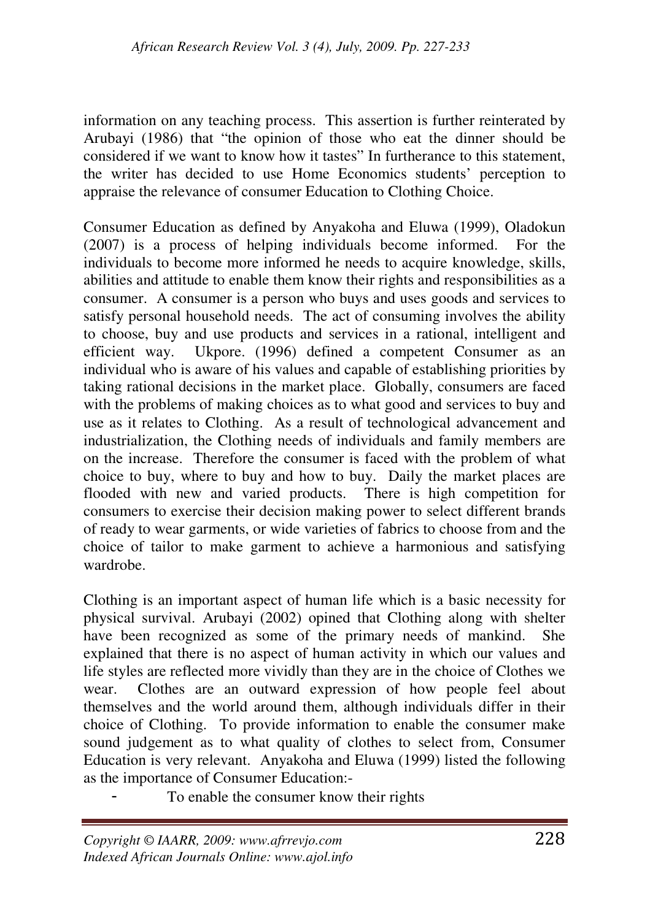information on any teaching process. This assertion is further reinterated by Arubayi (1986) that "the opinion of those who eat the dinner should be considered if we want to know how it tastes" In furtherance to this statement, the writer has decided to use Home Economics students' perception to appraise the relevance of consumer Education to Clothing Choice.

Consumer Education as defined by Anyakoha and Eluwa (1999), Oladokun (2007) is a process of helping individuals become informed. For the individuals to become more informed he needs to acquire knowledge, skills, abilities and attitude to enable them know their rights and responsibilities as a consumer. A consumer is a person who buys and uses goods and services to satisfy personal household needs. The act of consuming involves the ability to choose, buy and use products and services in a rational, intelligent and efficient way. Ukpore. (1996) defined a competent Consumer as an individual who is aware of his values and capable of establishing priorities by taking rational decisions in the market place. Globally, consumers are faced with the problems of making choices as to what good and services to buy and use as it relates to Clothing. As a result of technological advancement and industrialization, the Clothing needs of individuals and family members are on the increase. Therefore the consumer is faced with the problem of what choice to buy, where to buy and how to buy. Daily the market places are flooded with new and varied products. There is high competition for consumers to exercise their decision making power to select different brands of ready to wear garments, or wide varieties of fabrics to choose from and the choice of tailor to make garment to achieve a harmonious and satisfying wardrobe.

Clothing is an important aspect of human life which is a basic necessity for physical survival. Arubayi (2002) opined that Clothing along with shelter have been recognized as some of the primary needs of mankind. She explained that there is no aspect of human activity in which our values and life styles are reflected more vividly than they are in the choice of Clothes we wear. Clothes are an outward expression of how people feel about themselves and the world around them, although individuals differ in their choice of Clothing. To provide information to enable the consumer make sound judgement as to what quality of clothes to select from, Consumer Education is very relevant. Anyakoha and Eluwa (1999) listed the following as the importance of Consumer Education:-

- To enable the consumer know their rights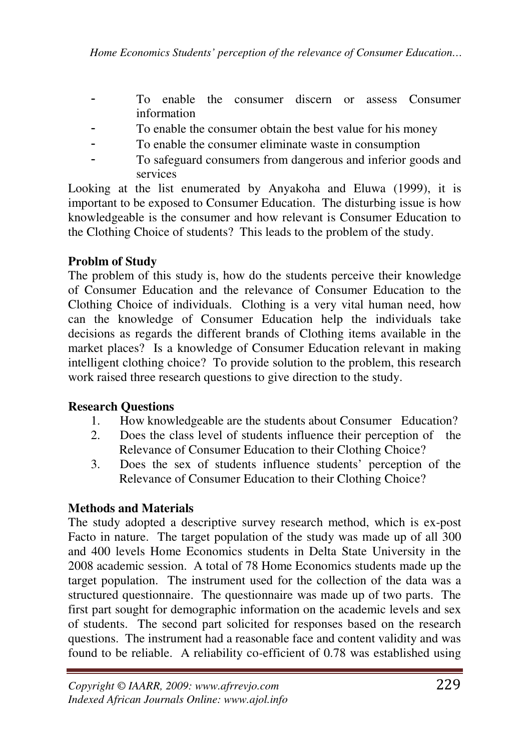- To enable the consumer discern or assess Consumer information
- To enable the consumer obtain the best value for his money
- To enable the consumer eliminate waste in consumption
- To safeguard consumers from dangerous and inferior goods and services

Looking at the list enumerated by Anyakoha and Eluwa (1999), it is important to be exposed to Consumer Education. The disturbing issue is how knowledgeable is the consumer and how relevant is Consumer Education to the Clothing Choice of students? This leads to the problem of the study.

**Problm of Study**

The problem of this study is, how do the students perceive their knowledge of Consumer Education and the relevance of Consumer Education to the Clothing Choice of individuals. Clothing is a very vital human need, how can the knowledge of Consumer Education help the individuals take decisions as regards the different brands of Clothing items available in the market places? Is a knowledge of Consumer Education relevant in making intelligent clothing choice? To provide solution to the problem, this research work raised three research questions to give direction to the study.

**Research Questions**

1. How knowledgeable are the students about Consumer Education?
2. Does the class level of students influence their perception of the Relevance of Consumer Education to their Clothing Choice?
3. Does the sex of students influence students' perception of the Relevance of Consumer Education to their Clothing Choice?

**Methods and Materials**

The study adopted a descriptive survey research method, which is ex-post Facto in nature. The target population of the study was made up of all 300 and 400 levels Home Economics students in Delta State University in the 2008 academic session. A total of 78 Home Economics students made up the target population. The instrument used for the collection of the data was a structured questionnaire. The questionnaire was made up of two parts. The first part sought for demographic information on the academic levels and sex of students. The second part solicited for responses based on the research questions. The instrument had a reasonable face and content validity and was found to be reliable. A reliability co-efficient of 0.78 was established using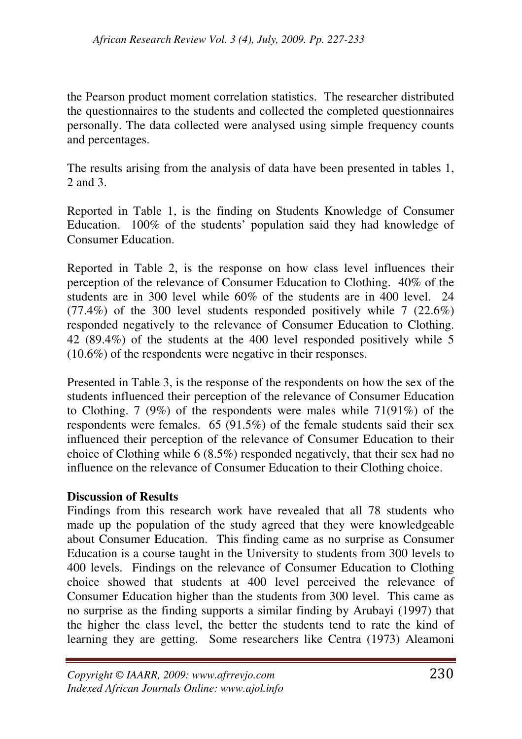the Pearson product moment correlation statistics. The researcher distributed the questionnaires to the students and collected the completed questionnaires personally. The data collected were analysed using simple frequency counts and percentages.

The results arising from the analysis of data have been presented in tables 1, 2 and 3.

Reported in Table 1, is the finding on Students Knowledge of Consumer Education. 100% of the students' population said they had knowledge of Consumer Education.

Reported in Table 2, is the response on how class level influences their perception of the relevance of Consumer Education to Clothing. 40% of the students are in 300 level while 60% of the students are in 400 level. 24 (77.4%) of the 300 level students responded positively while 7 (22.6%) responded negatively to the relevance of Consumer Education to Clothing. 42 (89.4%) of the students at the 400 level responded positively while 5 (10.6%) of the respondents were negative in their responses.

Presented in Table 3, is the response of the respondents on how the sex of the students influenced their perception of the relevance of Consumer Education to Clothing. 7 (9%) of the respondents were males while 71(91%) of the respondents were females. 65 (91.5%) of the female students said their sex influenced their perception of the relevance of Consumer Education to their choice of Clothing while 6 (8.5%) responded negatively, that their sex had no influence on the relevance of Consumer Education to their Clothing choice.

**Discussion of Results**

Findings from this research work have revealed that all 78 students who made up the population of the study agreed that they were knowledgeable about Consumer Education. This finding came as no surprise as Consumer Education is a course taught in the University to students from 300 levels to 400 levels. Findings on the relevance of Consumer Education to Clothing choice showed that students at 400 level perceived the relevance of Consumer Education higher than the students from 300 level. This came as no surprise as the finding supports a similar finding by Arubayi (1997) that the higher the class level, the better the students tend to rate the kind of learning they are getting. Some researchers like Centra (1973) Aleamoni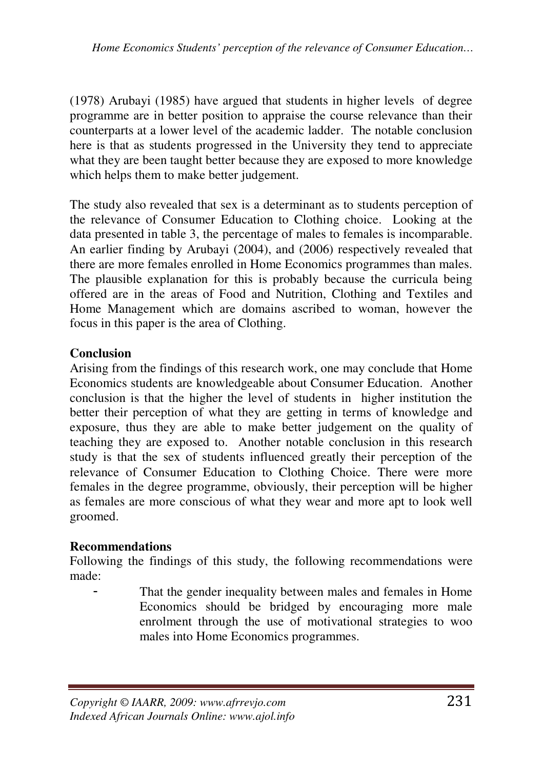(1978) Arubayi (1985) have argued that students in higher levels of degree programme are in better position to appraise the course relevance than their counterparts at a lower level of the academic ladder. The notable conclusion here is that as students progressed in the University they tend to appreciate what they are been taught better because they are exposed to more knowledge which helps them to make better judgement.

The study also revealed that sex is a determinant as to students perception of the relevance of Consumer Education to Clothing choice. Looking at the data presented in table 3, the percentage of males to females is incomparable. An earlier finding by Arubayi (2004), and (2006) respectively revealed that there are more females enrolled in Home Economics programmes than males. The plausible explanation for this is probably because the curricula being offered are in the areas of Food and Nutrition, Clothing and Textiles and Home Management which are domains ascribed to woman, however the focus in this paper is the area of Clothing.

**Conclusion**

Arising from the findings of this research work, one may conclude that Home Economics students are knowledgeable about Consumer Education. Another conclusion is that the higher the level of students in higher institution the better their perception of what they are getting in terms of knowledge and exposure, thus they are able to make better judgement on the quality of teaching they are exposed to. Another notable conclusion in this research study is that the sex of students influenced greatly their perception of the relevance of Consumer Education to Clothing Choice. There were more females in the degree programme, obviously, their perception will be higher as females are more conscious of what they wear and more apt to look well groomed.

**Recommendations**

Following the findings of this study, the following recommendations were made:

- That the gender inequality between males and females in Home Economics should be bridged by encouraging more male enrolment through the use of motivational strategies to woo males into Home Economics programmes.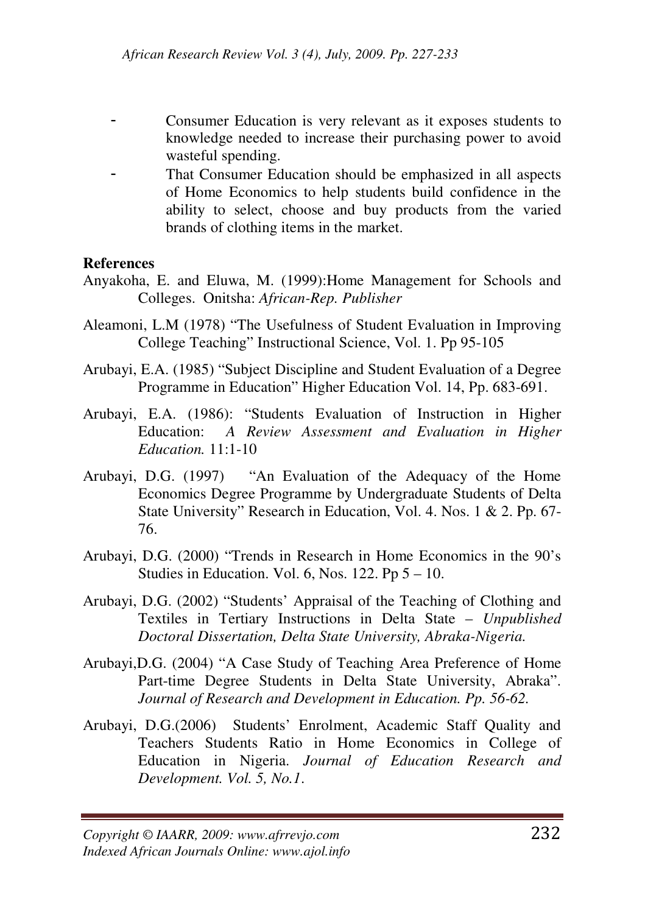- Consumer Education is very relevant as it exposes students to knowledge needed to increase their purchasing power to avoid wasteful spending.
- That Consumer Education should be emphasized in all aspects of Home Economics to help students build confidence in the ability to select, choose and buy products from the varied brands of clothing items in the market.

**References**

Anyakoha, E. and Eluwa, M. (1999):Home Management for Schools and Colleges. Onitsha: *African-Rep. Publisher*

Aleamoni, L.M (1978) "The Usefulness of Student Evaluation in Improving College Teaching" Instructional Science, Vol. 1. Pp 95-105

Arubayi, E.A. (1985) "Subject Discipline and Student Evaluation of a Degree Programme in Education" Higher Education Vol. 14, Pp. 683-691.

Arubayi, E.A. (1986): "Students Evaluation of Instruction in Higher Education: *A Review Assessment and Evaluation in Higher Education.* 11:1-10

Arubayi, D.G. (1997) "An Evaluation of the Adequacy of the Home Economics Degree Programme by Undergraduate Students of Delta State University" Research in Education, Vol. 4. Nos. 1 & 2. Pp. 67-76.

Arubayi, D.G. (2000) "Trends in Research in Home Economics in the 90's Studies in Education. Vol. 6, Nos. 122. Pp 5 – 10.

Arubayi, D.G. (2002) "Students' Appraisal of the Teaching of Clothing and Textiles in Tertiary Instructions in Delta State – *Unpublished Doctoral Dissertation, Delta State University, Abraka-Nigeria.*

Arubayi,D.G. (2004) "A Case Study of Teaching Area Preference of Home Part-time Degree Students in Delta State University, Abraka". *Journal of Research and Development in Education. Pp. 56-62.*

Arubayi, D.G.(2006) Students' Enrolment, Academic Staff Quality and Teachers Students Ratio in Home Economics in College of Education in Nigeria. *Journal of Education Research and Development. Vol. 5, No.1.*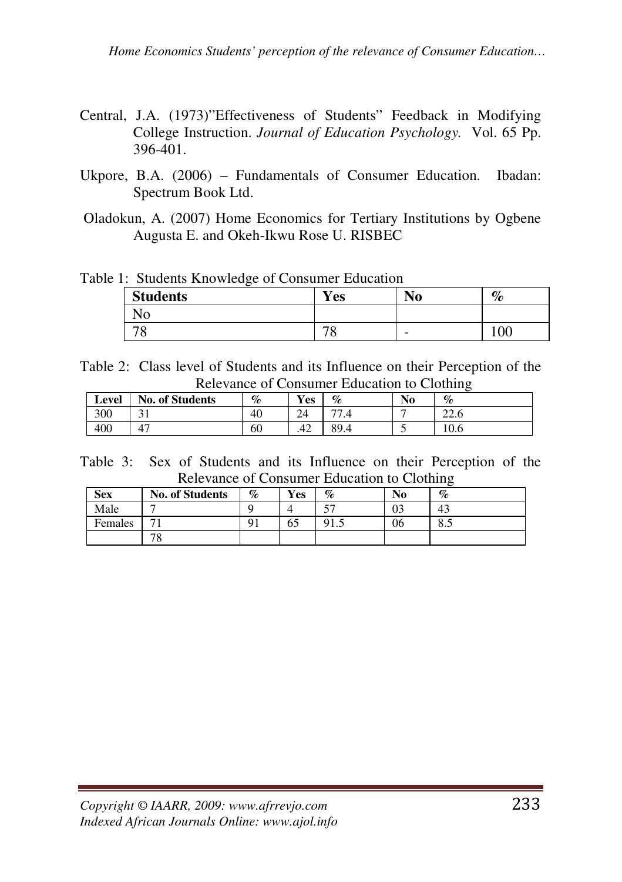Central, J.A. (1973)"Effectiveness of Students" Feedback in Modifying College Instruction. *Journal of Education Psychology.* Vol. 65 Pp. 396-401.

Ukpore, B.A. (2006) – Fundamentals of Consumer Education. Ibadan: Spectrum Book Ltd.

Oladokun, A. (2007) Home Economics for Tertiary Institutions by Ogbene Augusta E. and Okeh-Ikwu Rose U. RISBEC

Table 1: Students Knowledge of Consumer Education

| **Students** | **Yes** | **No** | **%** |
|---|---|---|---|
| No | | | |
| 78 | 78 | - | 100 |

Table 2: Class level of Students and its Influence on their Perception of the Relevance of Consumer Education to Clothing

| **Level** | **No. of Students** | **%** | **Yes** | **%** | **No** | **%** |
|---|---|---|---|---|---|---|
| 300 | 31 | 40 | 24 | 77.4 | 7 | 22.6 |
| 400 | 47 | 60 | .42 | 89.4 | 5 | 10.6 |

Table 3: Sex of Students and its Influence on their Perception of the Relevance of Consumer Education to Clothing

| **Sex** | **No. of Students** | **%** | **Yes** | **%** | **No** | **%** |
|---|---|---|---|---|---|---|
| Male | 7 | 9 | 4 | 57 | 03 | 43 |
| Females | 71 | 91 | 65 | 91.5 | 06 | 8.5 |
| | 78 | | | | | |